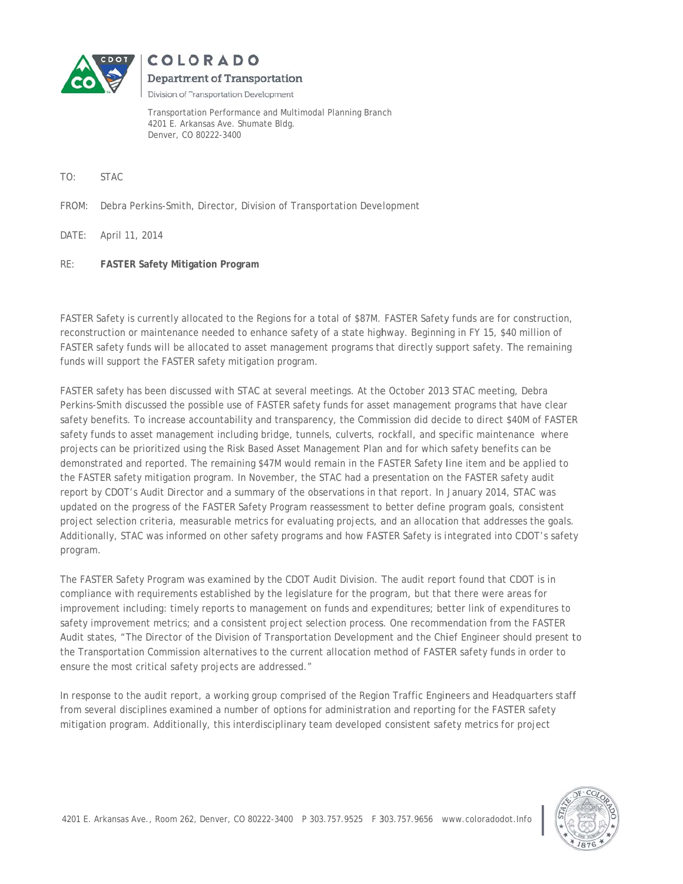COLORADO
Department of Transportation
Division of Transportation Development

Transportation Performance and Multimodal Planning Branch
4201 E. Arkansas Ave. Shumate Bldg.
Denver, CO 80222-3400

TO: STAC

FROM: Debra Perkins-Smith, Director, Division of Transportation Development

DATE: April 11, 2014

RE: **FASTER Safety Mitigation Program**

FASTER Safety is currently allocated to the Regions for a total of $87M. FASTER Safety funds are for construction, reconstruction or maintenance needed to enhance safety of a state highway. Beginning in FY 15, $40 million of FASTER safety funds will be allocated to asset management programs that directly support safety. The remaining funds will support the FASTER safety mitigation program.

FASTER safety has been discussed with STAC at several meetings. At the October 2013 STAC meeting, Debra Perkins-Smith discussed the possible use of FASTER safety funds for asset management programs that have clear safety benefits. To increase accountability and transparency, the Commission did decide to direct $40M of FASTER safety funds to asset management including bridge, tunnels, culverts, rockfall, and specific maintenance where projects can be prioritized using the Risk Based Asset Management Plan and for which safety benefits can be demonstrated and reported. The remaining $47M would remain in the FASTER Safety line item and be applied to the FASTER safety mitigation program. In November, the STAC had a presentation on the FASTER safety audit report by CDOT's Audit Director and a summary of the observations in that report. In January 2014, STAC was updated on the progress of the FASTER Safety Program reassessment to better define program goals, consistent project selection criteria, measurable metrics for evaluating projects, and an allocation that addresses the goals. Additionally, STAC was informed on other safety programs and how FASTER Safety is integrated into CDOT's safety program.

The FASTER Safety Program was examined by the CDOT Audit Division. The audit report found that CDOT is in compliance with requirements established by the legislature for the program, but that there were areas for improvement including: timely reports to management on funds and expenditures; better link of expenditures to safety improvement metrics; and a consistent project selection process. One recommendation from the FASTER Audit states, "The Director of the Division of Transportation Development and the Chief Engineer should present to the Transportation Commission alternatives to the current allocation method of FASTER safety funds in order to ensure the most critical safety projects are addressed."

In response to the audit report, a working group comprised of the Region Traffic Engineers and Headquarters staff from several disciplines examined a number of options for administration and reporting for the FASTER safety mitigation program. Additionally, this interdisciplinary team developed consistent safety metrics for project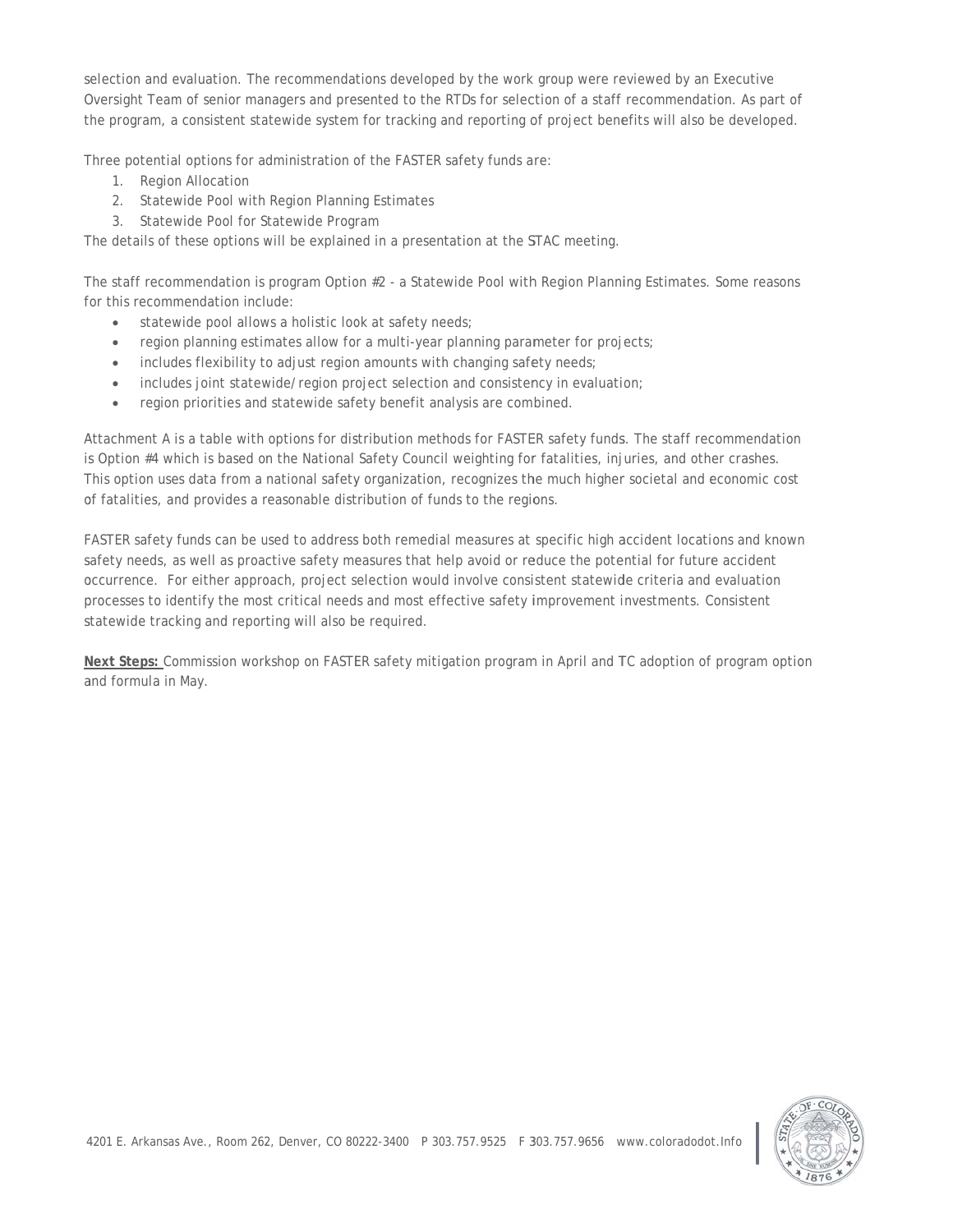selection and evaluation. The recommendations developed by the work group were reviewed by an Executive Oversight Team of senior managers and presented to the RTDs for selection of a staff recommendation. As part of the program, a consistent statewide system for tracking and reporting of project benefits will also be developed.

Three potential options for administration of the FASTER safety funds are:

1. Region Allocation
2. Statewide Pool with Region Planning Estimates
3. Statewide Pool for Statewide Program

The details of these options will be explained in a presentation at the STAC meeting.

The staff recommendation is program Option #2 - a Statewide Pool with Region Planning Estimates. Some reasons for this recommendation include:

- statewide pool allows a holistic look at safety needs;
- region planning estimates allow for a multi-year planning parameter for projects;
- includes flexibility to adjust region amounts with changing safety needs;
- includes joint statewide/region project selection and consistency in evaluation;
- region priorities and statewide safety benefit analysis are combined.

Attachment A is a table with options for distribution methods for FASTER safety funds. The staff recommendation is Option #4 which is based on the National Safety Council weighting for fatalities, injuries, and other crashes. This option uses data from a national safety organization, recognizes the much higher societal and economic cost of fatalities, and provides a reasonable distribution of funds to the regions.

FASTER safety funds can be used to address both remedial measures at specific high accident locations and known safety needs, as well as proactive safety measures that help avoid or reduce the potential for future accident occurrence. For either approach, project selection would involve consistent statewide criteria and evaluation processes to identify the most critical needs and most effective safety improvement investments. Consistent statewide tracking and reporting will also be required.

**Next Steps:** Commission workshop on FASTER safety mitigation program in April and TC adoption of program option and formula in May.

4201 E. Arkansas Ave., Room 262, Denver, CO 80222-3400 P 303.757.9525 F 303.757.9656 www.coloradodot.info